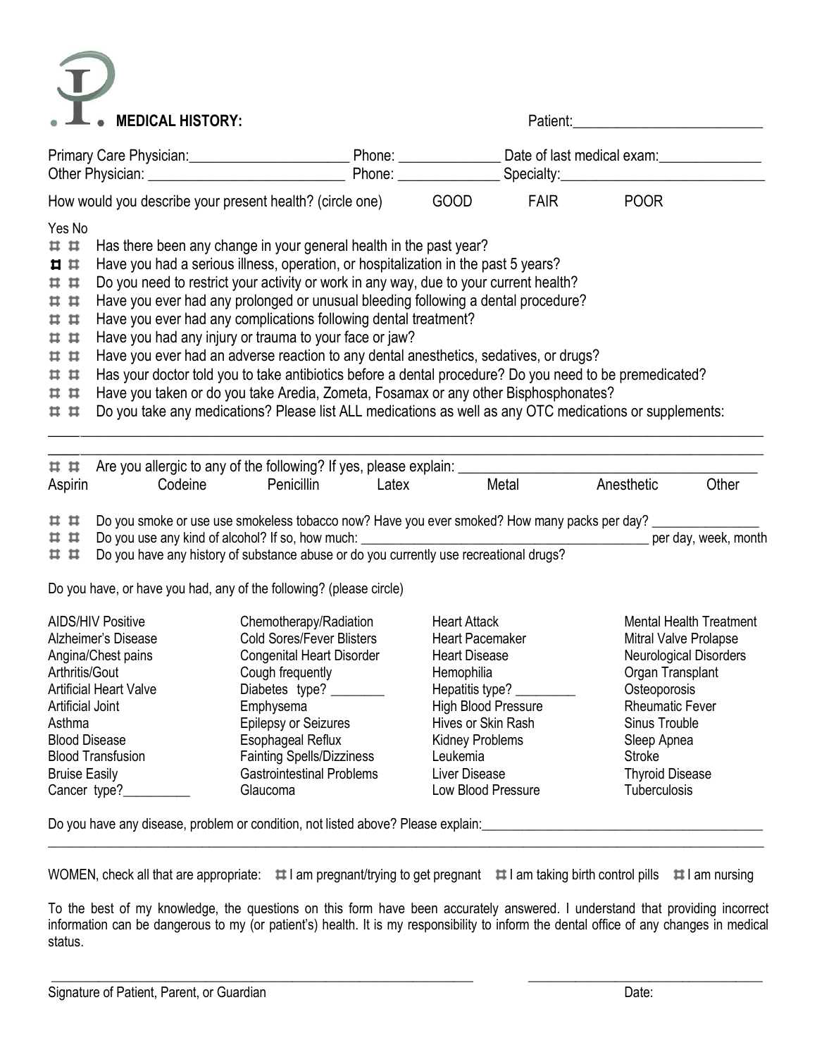# MEDICAL HISTORY:

Patient:\_\_\_\_\_\_\_\_\_\_\_\_\_\_\_\_\_\_\_\_\_\_\_\_\_\_

Primary Care Physician:\_\_\_\_\_\_\_\_\_\_\_\_\_\_\_\_\_\_\_\_\_\_ Phone: \_\_\_\_\_\_\_\_\_\_\_\_\_\_ Date of last medical exam:\_\_\_\_\_\_\_\_\_\_\_\_\_\_
Other Physician: \_\_\_\_\_\_\_\_\_\_\_\_\_\_\_\_\_\_\_\_\_\_\_\_\_\_ Phone: \_\_\_\_\_\_\_\_\_\_\_\_\_\_ Specialty:\_\_\_\_\_\_\_\_\_\_\_\_\_\_\_\_\_\_\_\_\_\_\_\_\_\_\_\_

How would you describe your present health? (circle one) GOOD FAIR POOR

| Yes | No | |
|---|---|---|
| ☐ | ☐ | Has there been any change in your general health in the past year? |
| ☐ | ☐ | Have you had a serious illness, operation, or hospitalization in the past 5 years? |
| ☐ | ☐ | Do you need to restrict your activity or work in any way, due to your current health? |
| ☐ | ☐ | Have you ever had any prolonged or unusual bleeding following a dental procedure? |
| ☐ | ☐ | Have you ever had any complications following dental treatment? |
| ☐ | ☐ | Have you had any injury or trauma to your face or jaw? |
| ☐ | ☐ | Have you ever had an adverse reaction to any dental anesthetics, sedatives, or drugs? |
| ☐ | ☐ | Has your doctor told you to take antibiotics before a dental procedure? Do you need to be premedicated? |
| ☐ | ☐ | Have you taken or do you take Aredia, Zometa, Fosamax or any other Bisphosphonates? |
| ☐ | ☐ | Do you take any medications? Please list ALL medications as well as any OTC medications or supplements: |

\_\_\_\_\_\_\_\_\_\_\_\_\_\_\_\_\_\_\_\_\_\_\_\_\_\_\_\_\_\_\_\_\_\_\_\_\_\_\_\_\_\_\_\_\_\_\_\_\_\_\_\_\_\_\_\_\_\_\_\_\_\_\_\_\_\_\_\_\_\_\_\_\_\_\_\_\_\_\_\_\_\_\_\_\_\_\_\_\_\_\_\_\_\_\_\_\_\_
\_\_\_\_\_\_\_\_\_\_\_\_\_\_\_\_\_\_\_\_\_\_\_\_\_\_\_\_\_\_\_\_\_\_\_\_\_\_\_\_\_\_\_\_\_\_\_\_\_\_\_\_\_\_\_\_\_\_\_\_\_\_\_\_\_\_\_\_\_\_\_\_\_\_\_\_\_\_\_\_\_\_\_\_\_\_\_\_\_\_\_\_\_\_\_\_\_\_

☐ ☐ Are you allergic to any of the following? If yes, please explain: \_\_\_\_\_\_\_\_\_\_\_\_\_\_\_\_\_\_\_\_\_\_\_\_\_\_\_\_\_\_\_\_\_\_\_\_\_\_\_\_\_\_\_

Aspirin Codeine Penicillin Latex Metal Anesthetic Other

☐ ☐ Do you smoke or use use smokeless tobacco now? Have you ever smoked? How many packs per day? \_\_\_\_\_\_\_\_\_\_\_\_\_\_\_\_
☐ ☐ Do you use any kind of alcohol? If so, how much: \_\_\_\_\_\_\_\_\_\_\_\_\_\_\_\_\_\_\_\_\_\_\_\_\_\_\_\_\_\_\_\_\_\_\_\_\_\_\_\_\_\_\_ per day, week, month
☐ ☐ Do you have any history of substance abuse or do you currently use recreational drugs?

Do you have, or have you had, any of the following? (please circle)

| | | | |
|---|---|---|---|
| AIDS/HIV Positive | Chemotherapy/Radiation | Heart Attack | Mental Health Treatment |
| Alzheimer's Disease | Cold Sores/Fever Blisters | Heart Pacemaker | Mitral Valve Prolapse |
| Angina/Chest pains | Congenital Heart Disorder | Heart Disease | Neurological Disorders |
| Arthritis/Gout | Cough frequently | Hemophilia | Organ Transplant |
| Artificial Heart Valve | Diabetes type? \_\_\_\_\_\_\_\_ | Hepatitis type? \_\_\_\_\_\_\_\_\_ | Osteoporosis |
| Artificial Joint | Emphysema | High Blood Pressure | Rheumatic Fever |
| Asthma | Epilepsy or Seizures | Hives or Skin Rash | Sinus Trouble |
| Blood Disease | Esophageal Reflux | Kidney Problems | Sleep Apnea |
| Blood Transfusion | Fainting Spells/Dizziness | Leukemia | Stroke |
| Bruise Easily | Gastrointestinal Problems | Liver Disease | Thyroid Disease |
| Cancer type?\_\_\_\_\_\_\_\_\_\_ | Glaucoma | Low Blood Pressure | Tuberculosis |

Do you have any disease, problem or condition, not listed above? Please explain:\_\_\_\_\_\_\_\_\_\_\_\_\_\_\_\_\_\_\_\_\_\_\_\_\_\_\_\_\_\_\_\_\_\_\_\_\_\_\_\_\_\_
\_\_\_\_\_\_\_\_\_\_\_\_\_\_\_\_\_\_\_\_\_\_\_\_\_\_\_\_\_\_\_\_\_\_\_\_\_\_\_\_\_\_\_\_\_\_\_\_\_\_\_\_\_\_\_\_\_\_\_\_\_\_\_\_\_\_\_\_\_\_\_\_\_\_\_\_\_\_\_\_\_\_\_\_\_\_\_\_\_\_\_\_\_\_\_\_\_\_

WOMEN, check all that are appropriate: ☐ I am pregnant/trying to get pregnant ☐ I am taking birth control pills ☐ I am nursing

To the best of my knowledge, the questions on this form have been accurately answered. I understand that providing incorrect information can be dangerous to my (or patient's) health. It is my responsibility to inform the dental office of any changes in medical status.

\_\_\_\_\_\_\_\_\_\_\_\_\_\_\_\_\_\_\_\_\_\_\_\_\_\_\_\_\_\_\_\_\_\_\_\_\_\_\_\_\_\_\_\_\_\_\_\_\_\_\_\_\_\_\_\_\_\_\_\_ \_\_\_\_\_\_\_\_\_\_\_\_\_\_\_\_\_\_\_\_\_\_\_\_\_\_\_\_\_\_\_\_\_\_\_
Signature of Patient, Parent, or Guardian Date: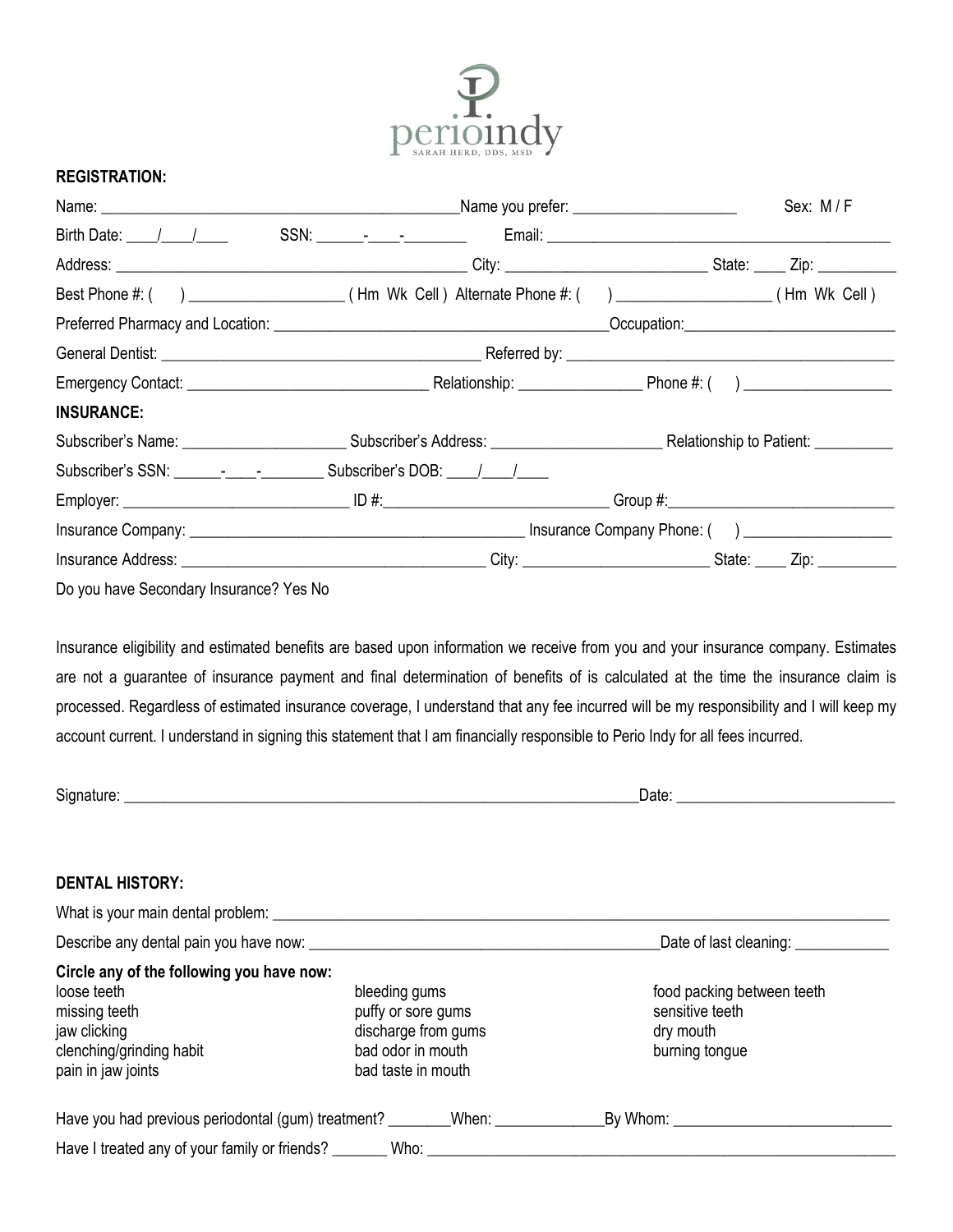perioindy
SARAH HERD, DDS, MSD

**REGISTRATION:**

Name: ______________________________________________ Name you prefer: _____________________ Sex: M / F

Birth Date: ____/____/____ SSN: ______-____-________ Email: ____________________________________________

Address: ____________________________________________ City: _________________________ State: ____ Zip: __________

Best Phone #: ( ) ____________________ ( Hm Wk Cell ) Alternate Phone #: ( ) ____________________ ( Hm Wk Cell )

Preferred Pharmacy and Location: ____________________________________________ Occupation: __________________________

General Dentist: ________________________________________ Referred by: __________________________________________

Emergency Contact: _______________________________ Relationship: ________________ Phone #: ( ) ___________________

**INSURANCE:**

Subscriber's Name: _____________________ Subscriber's Address: ______________________ Relationship to Patient: __________

Subscriber's SSN: ______-____-________ Subscriber's DOB: ____/____/____

Employer: ____________________________ ID #: ____________________________ Group #: ____________________________

Insurance Company: ___________________________________________ Insurance Company Phone: ( ) ___________________

Insurance Address: ______________________________________ City: ________________________ State: ____ Zip: __________

Do you have Secondary Insurance? Yes No

Insurance eligibility and estimated benefits are based upon information we receive from you and your insurance company. Estimates are not a guarantee of insurance payment and final determination of benefits of is calculated at the time the insurance claim is processed. Regardless of estimated insurance coverage, I understand that any fee incurred will be my responsibility and I will keep my account current. I understand in signing this statement that I am financially responsible to Perio Indy for all fees incurred.

Signature: _________________________________________________________________ Date: ____________________________

**DENTAL HISTORY:**

What is your main dental problem: _____________________________________________________________________________

Describe any dental pain you have now: _____________________________________________ Date of last cleaning: _____________

**Circle any of the following you have now:**

loose teeth
missing teeth
jaw clicking
clenching/grinding habit
pain in jaw joints
bleeding gums
puffy or sore gums
discharge from gums
bad odor in mouth
bad taste in mouth
food packing between teeth
sensitive teeth
dry mouth
burning tongue

Have you had previous periodontal (gum) treatment? ________ When: ______________ By Whom: ____________________________

Have I treated any of your family or friends? _______ Who: ______________________________________________________________